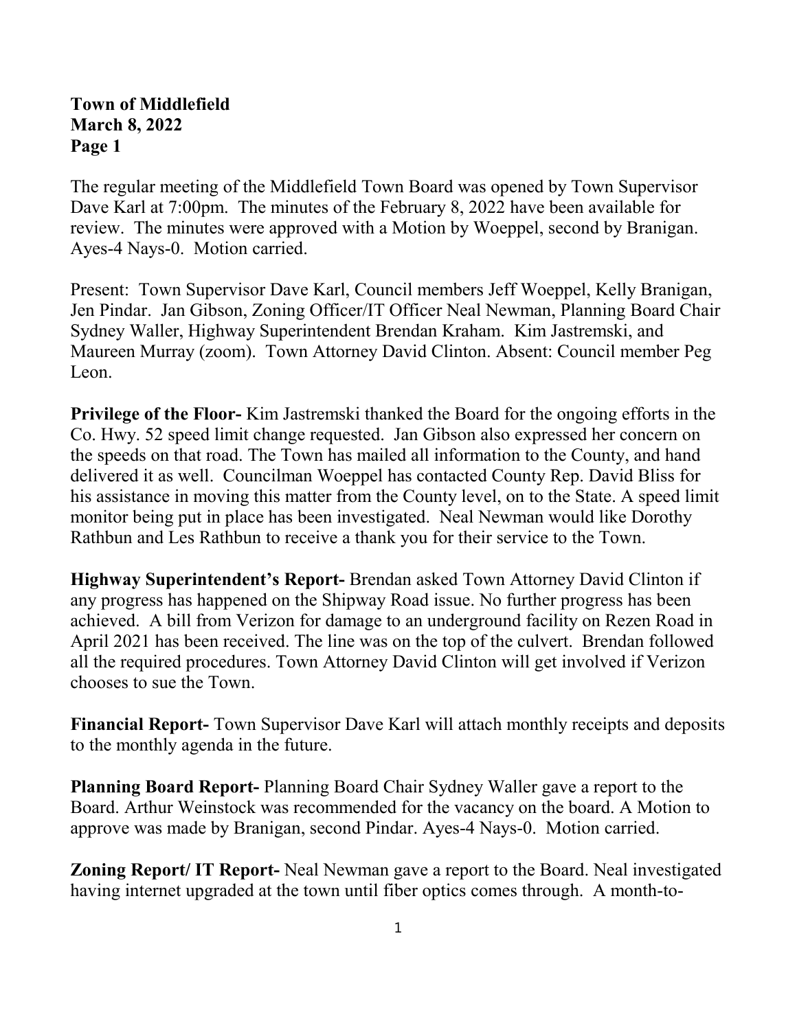**Town of Middlefield**
**March 8, 2022**
**Page 1**

The regular meeting of the Middlefield Town Board was opened by Town Supervisor Dave Karl at 7:00pm. The minutes of the February 8, 2022 have been available for review. The minutes were approved with a Motion by Woeppel, second by Branigan. Ayes-4 Nays-0. Motion carried.

Present: Town Supervisor Dave Karl, Council members Jeff Woeppel, Kelly Branigan, Jen Pindar. Jan Gibson, Zoning Officer/IT Officer Neal Newman, Planning Board Chair Sydney Waller, Highway Superintendent Brendan Kraham. Kim Jastremski, and Maureen Murray (zoom). Town Attorney David Clinton. Absent: Council member Peg Leon.

**Privilege of the Floor-** Kim Jastremski thanked the Board for the ongoing efforts in the Co. Hwy. 52 speed limit change requested. Jan Gibson also expressed her concern on the speeds on that road. The Town has mailed all information to the County, and hand delivered it as well. Councilman Woeppel has contacted County Rep. David Bliss for his assistance in moving this matter from the County level, on to the State. A speed limit monitor being put in place has been investigated. Neal Newman would like Dorothy Rathbun and Les Rathbun to receive a thank you for their service to the Town.

**Highway Superintendent's Report-** Brendan asked Town Attorney David Clinton if any progress has happened on the Shipway Road issue. No further progress has been achieved. A bill from Verizon for damage to an underground facility on Rezen Road in April 2021 has been received. The line was on the top of the culvert. Brendan followed all the required procedures. Town Attorney David Clinton will get involved if Verizon chooses to sue the Town.

**Financial Report-** Town Supervisor Dave Karl will attach monthly receipts and deposits to the monthly agenda in the future.

**Planning Board Report-** Planning Board Chair Sydney Waller gave a report to the Board. Arthur Weinstock was recommended for the vacancy on the board. A Motion to approve was made by Branigan, second Pindar. Ayes-4 Nays-0. Motion carried.

**Zoning Report/ IT Report-** Neal Newman gave a report to the Board. Neal investigated having internet upgraded at the town until fiber optics comes through. A month-to-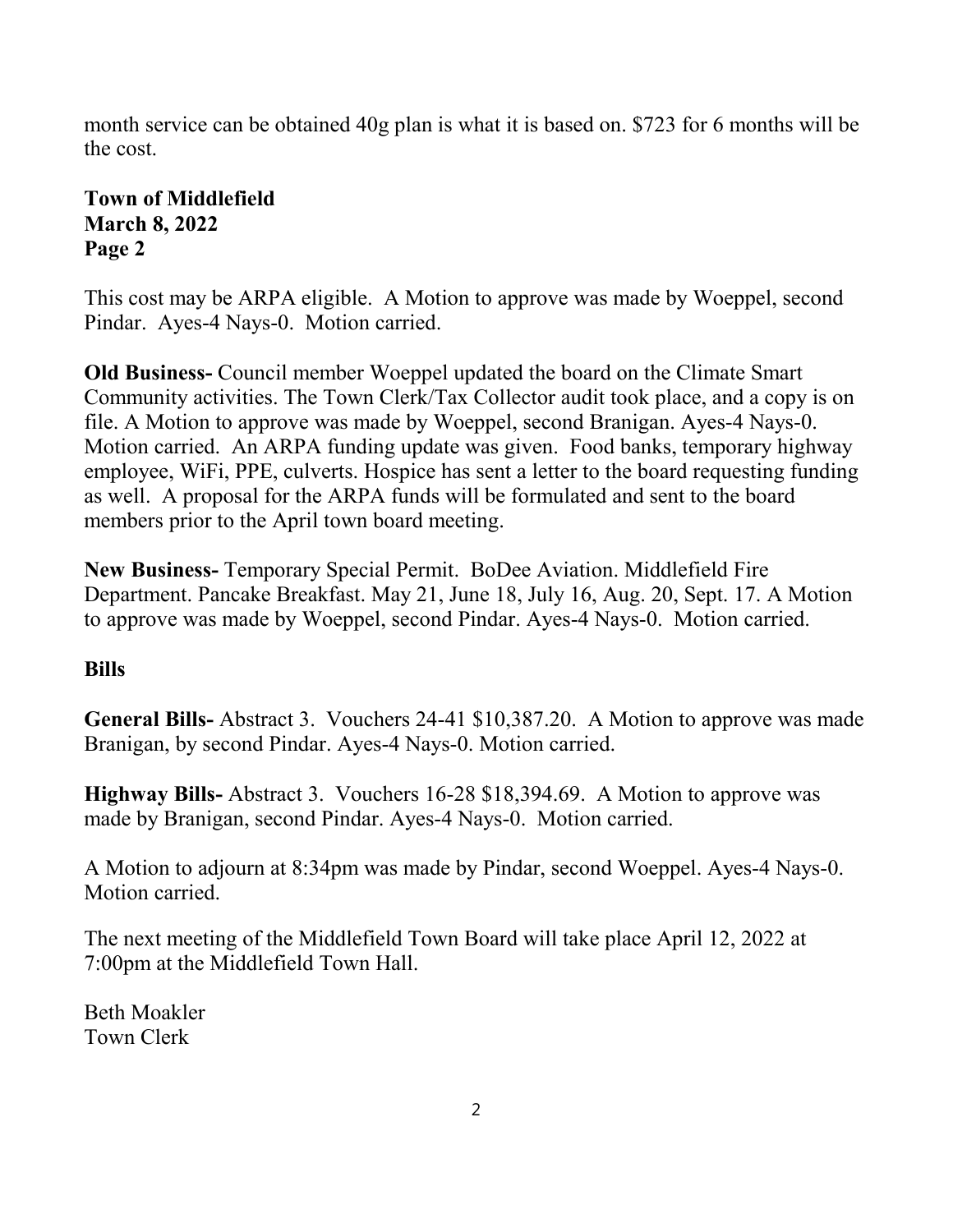month service can be obtained 40g plan is what it is based on. $723 for 6 months will be the cost.

**Town of Middlefield**
**March 8, 2022**
**Page 2**

This cost may be ARPA eligible. A Motion to approve was made by Woeppel, second Pindar. Ayes-4 Nays-0. Motion carried.

**Old Business-** Council member Woeppel updated the board on the Climate Smart Community activities. The Town Clerk/Tax Collector audit took place, and a copy is on file. A Motion to approve was made by Woeppel, second Branigan. Ayes-4 Nays-0. Motion carried. An ARPA funding update was given. Food banks, temporary highway employee, WiFi, PPE, culverts. Hospice has sent a letter to the board requesting funding as well. A proposal for the ARPA funds will be formulated and sent to the board members prior to the April town board meeting.

**New Business-** Temporary Special Permit. BoDee Aviation. Middlefield Fire Department. Pancake Breakfast. May 21, June 18, July 16, Aug. 20, Sept. 17. A Motion to approve was made by Woeppel, second Pindar. Ayes-4 Nays-0. Motion carried.

**Bills**

**General Bills-** Abstract 3. Vouchers 24-41 $10,387.20. A Motion to approve was made Branigan, by second Pindar. Ayes-4 Nays-0. Motion carried.

**Highway Bills-** Abstract 3. Vouchers 16-28 $18,394.69. A Motion to approve was made by Branigan, second Pindar. Ayes-4 Nays-0. Motion carried.

A Motion to adjourn at 8:34pm was made by Pindar, second Woeppel. Ayes-4 Nays-0. Motion carried.

The next meeting of the Middlefield Town Board will take place April 12, 2022 at 7:00pm at the Middlefield Town Hall.

Beth Moakler
Town Clerk